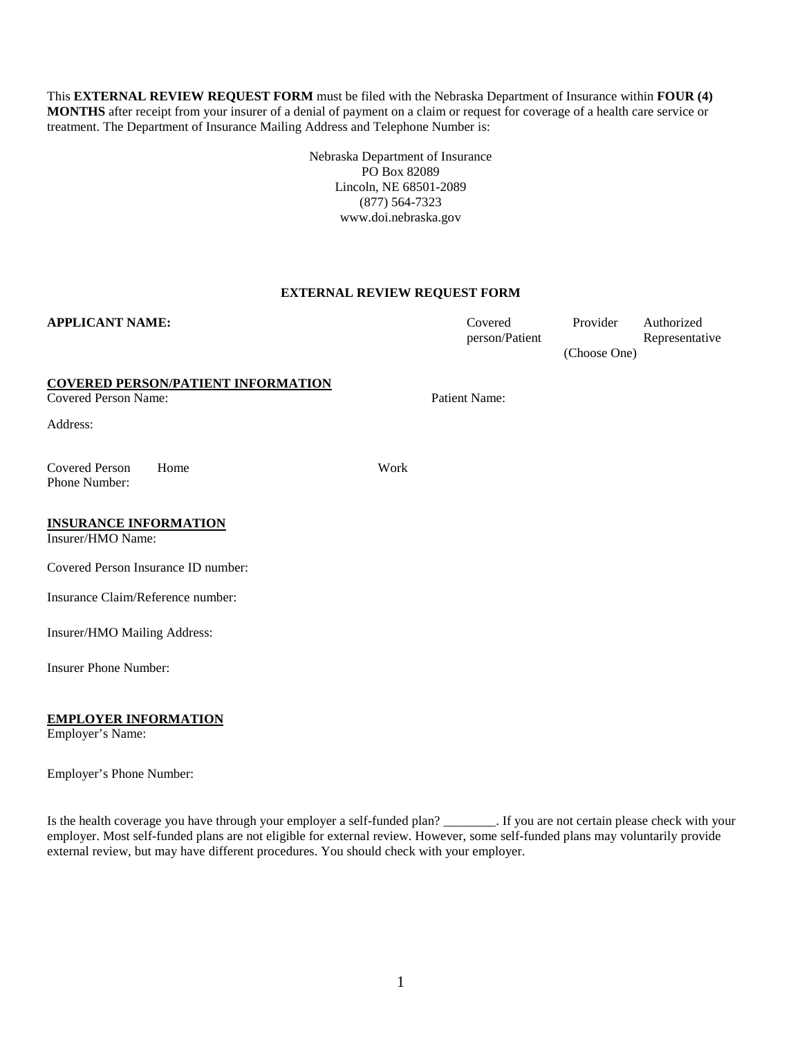This **EXTERNAL REVIEW REQUEST FORM** must be filed with the Nebraska Department of Insurance within **FOUR (4) MONTHS** after receipt from your insurer of a denial of payment on a claim or request for coverage of a health care service or treatment. The Department of Insurance Mailing Address and Telephone Number is:

Nebraska Department of Insurance
PO Box 82089
Lincoln, NE 68501-2089
(877) 564-7323
www.doi.nebraska.gov

**EXTERNAL REVIEW REQUEST FORM**

**APPLICANT NAME:** Covered person/Patient Provider Authorized Representative (Choose One)

**COVERED PERSON/PATIENT INFORMATION**

Covered Person Name: Patient Name:

Address:

Covered Person Phone Number: Home Work

**INSURANCE INFORMATION**

Insurer/HMO Name:

Covered Person Insurance ID number:

Insurance Claim/Reference number:

Insurer/HMO Mailing Address:

Insurer Phone Number:

**EMPLOYER INFORMATION**

Employer's Name:

Employer's Phone Number:

Is the health coverage you have through your employer a self-funded plan? ________. If you are not certain please check with your employer. Most self-funded plans are not eligible for external review. However, some self-funded plans may voluntarily provide external review, but may have different procedures. You should check with your employer.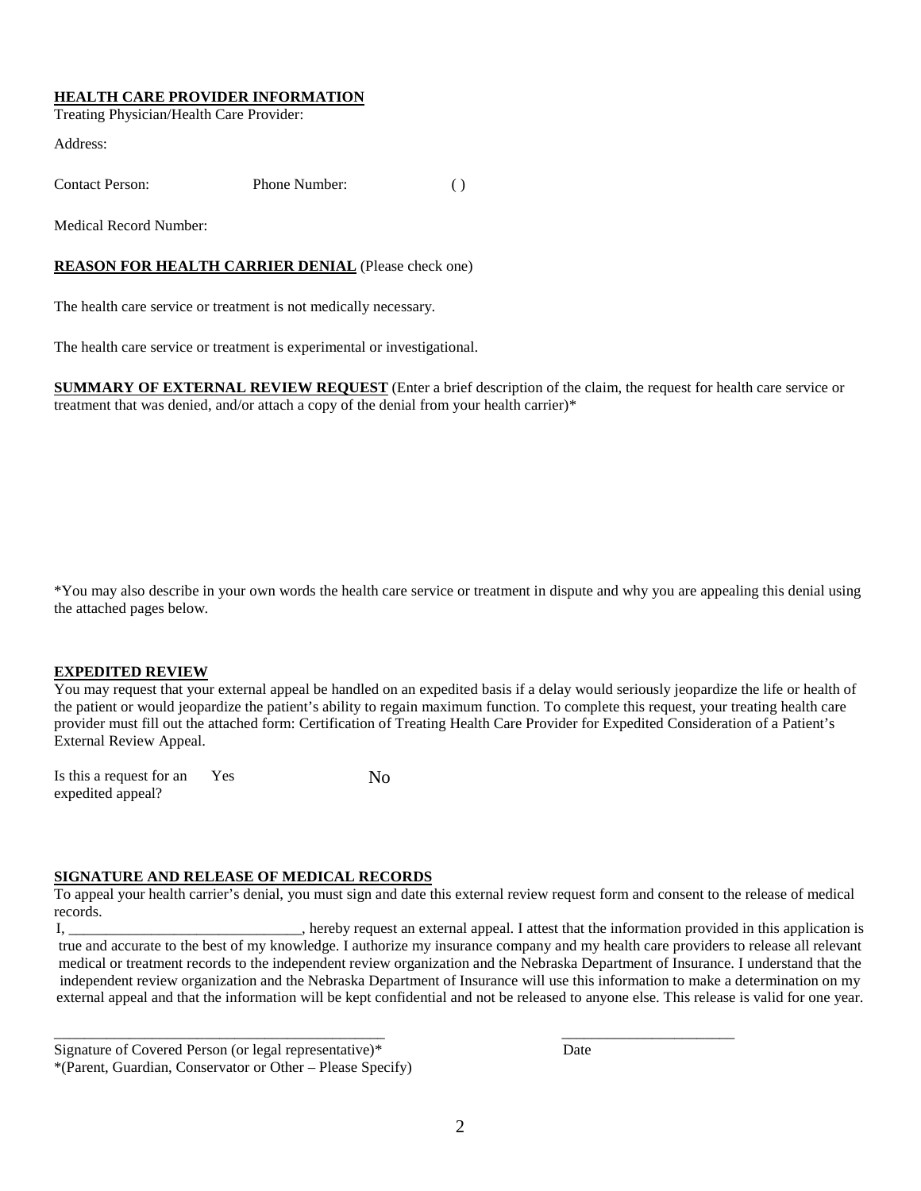**HEALTH CARE PROVIDER INFORMATION**

Treating Physician/Health Care Provider:

Address:

Contact Person: Phone Number: ( )

Medical Record Number:

**REASON FOR HEALTH CARRIER DENIAL** (Please check one)

The health care service or treatment is not medically necessary.

The health care service or treatment is experimental or investigational.

**SUMMARY OF EXTERNAL REVIEW REQUEST** (Enter a brief description of the claim, the request for health care service or treatment that was denied, and/or attach a copy of the denial from your health carrier)*

*You may also describe in your own words the health care service or treatment in dispute and why you are appealing this denial using the attached pages below.

**EXPEDITED REVIEW**

You may request that your external appeal be handled on an expedited basis if a delay would seriously jeopardize the life or health of the patient or would jeopardize the patient's ability to regain maximum function. To complete this request, your treating health care provider must fill out the attached form: Certification of Treating Health Care Provider for Expedited Consideration of a Patient's External Review Appeal.

Is this a request for an expedited appeal? Yes No

**SIGNATURE AND RELEASE OF MEDICAL RECORDS**

To appeal your health carrier's denial, you must sign and date this external review request form and consent to the release of medical records.

I, ______________________________, hereby request an external appeal. I attest that the information provided in this application is true and accurate to the best of my knowledge. I authorize my insurance company and my health care providers to release all relevant medical or treatment records to the independent review organization and the Nebraska Department of Insurance. I understand that the independent review organization and the Nebraska Department of Insurance will use this information to make a determination on my external appeal and that the information will be kept confidential and not be released to anyone else. This release is valid for one year.

______________________________________________ ______________________

Signature of Covered Person (or legal representative)* Date

*(Parent, Guardian, Conservator or Other – Please Specify)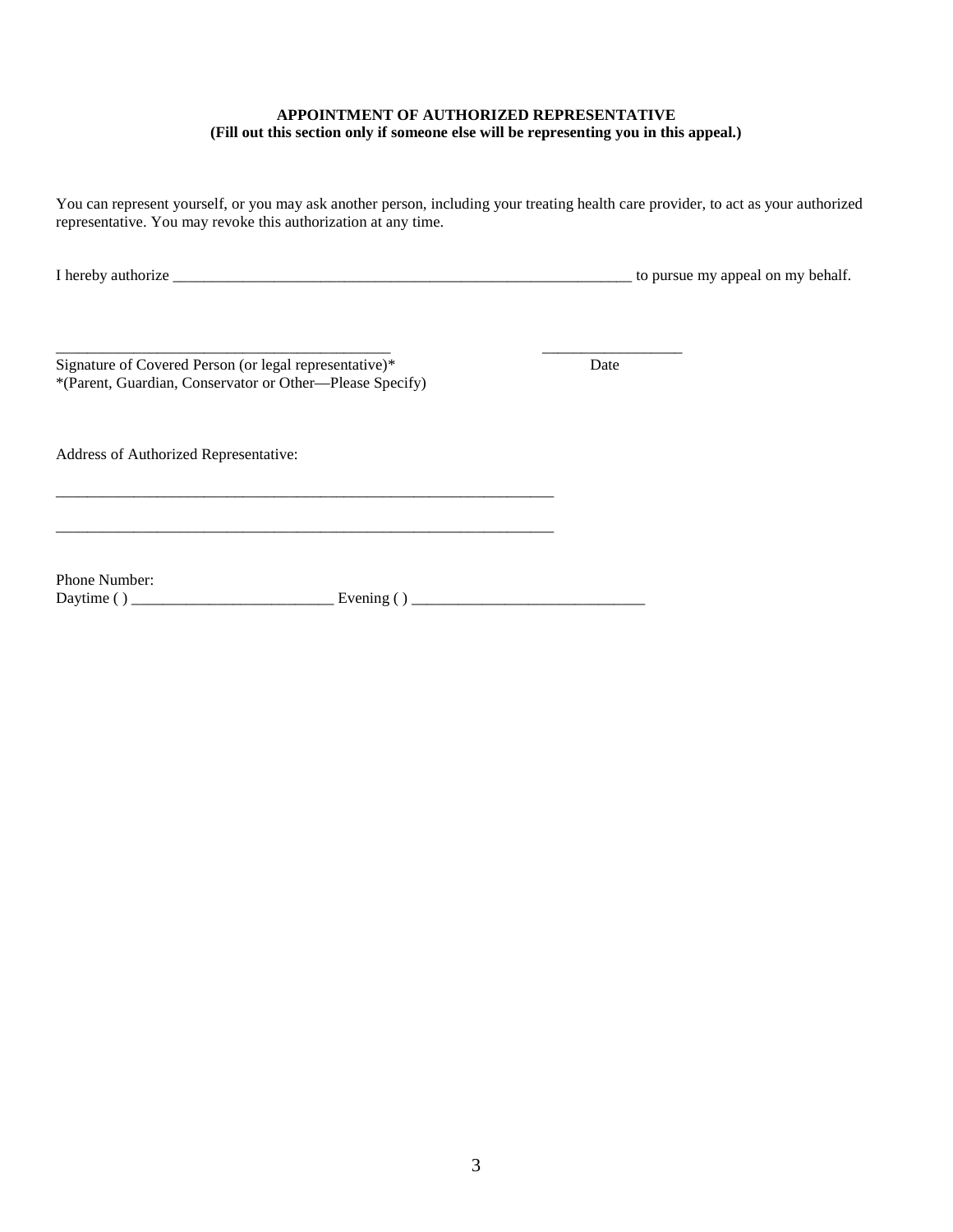**APPOINTMENT OF AUTHORIZED REPRESENTATIVE**
**(Fill out this section only if someone else will be representing you in this appeal.)**

You can represent yourself, or you may ask another person, including your treating health care provider, to act as your authorized representative. You may revoke this authorization at any time.

I hereby authorize _____________________________________________________________ to pursue my appeal on my behalf.

____________________________________________ __________________
Signature of Covered Person (or legal representative)* Date
*(Parent, Guardian, Conservator or Other—Please Specify)

Address of Authorized Representative:

____________________________________________________________________

____________________________________________________________________

Phone Number:
Daytime ( ) __________________________ Evening ( ) ______________________________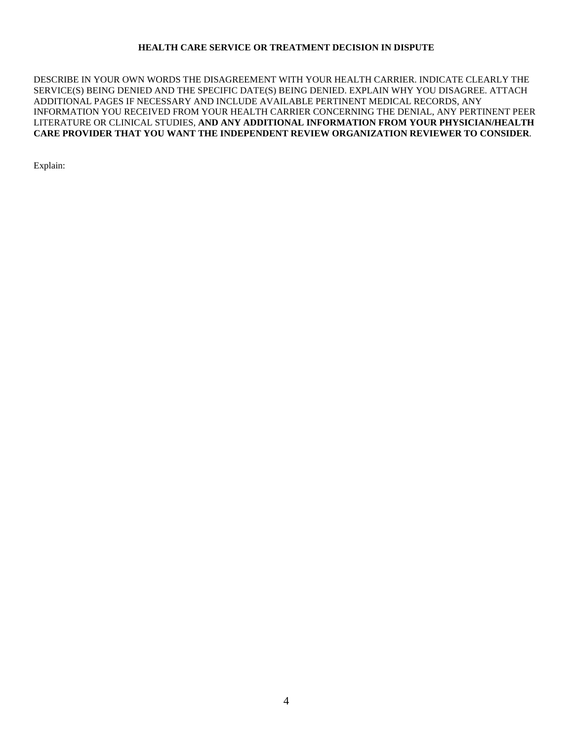## HEALTH CARE SERVICE OR TREATMENT DECISION IN DISPUTE

DESCRIBE IN YOUR OWN WORDS THE DISAGREEMENT WITH YOUR HEALTH CARRIER. INDICATE CLEARLY THE SERVICE(S) BEING DENIED AND THE SPECIFIC DATE(S) BEING DENIED. EXPLAIN WHY YOU DISAGREE. ATTACH ADDITIONAL PAGES IF NECESSARY AND INCLUDE AVAILABLE PERTINENT MEDICAL RECORDS, ANY INFORMATION YOU RECEIVED FROM YOUR HEALTH CARRIER CONCERNING THE DENIAL, ANY PERTINENT PEER LITERATURE OR CLINICAL STUDIES, **AND ANY ADDITIONAL INFORMATION FROM YOUR PHYSICIAN/HEALTH CARE PROVIDER THAT YOU WANT THE INDEPENDENT REVIEW ORGANIZATION REVIEWER TO CONSIDER**.

Explain: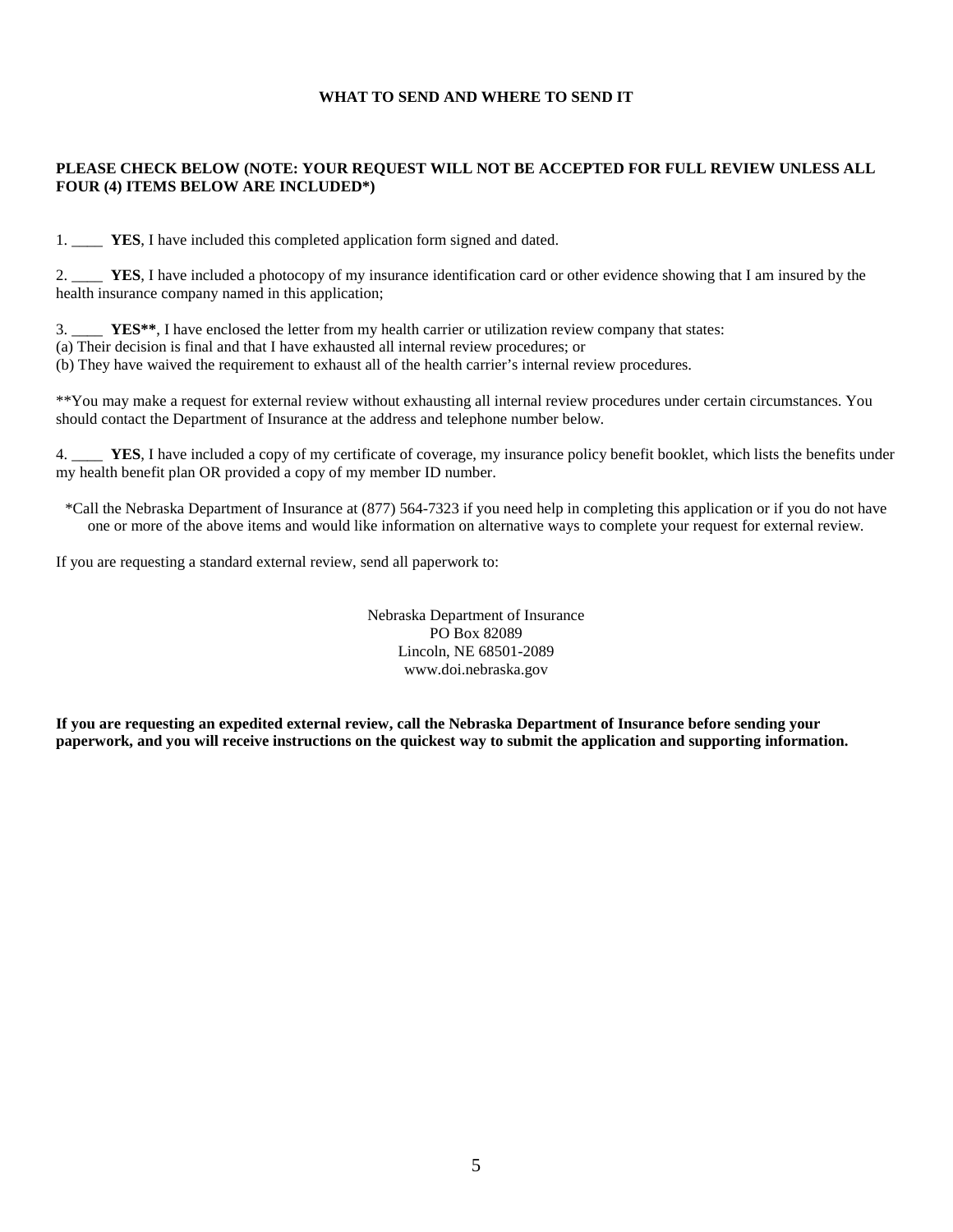## WHAT TO SEND AND WHERE TO SEND IT

**PLEASE CHECK BELOW (NOTE: YOUR REQUEST WILL NOT BE ACCEPTED FOR FULL REVIEW UNLESS ALL FOUR (4) ITEMS BELOW ARE INCLUDED*)**

1. ____ **YES**, I have included this completed application form signed and dated.

2. ____ **YES**, I have included a photocopy of my insurance identification card or other evidence showing that I am insured by the health insurance company named in this application;

3. ____ **YES****, I have enclosed the letter from my health carrier or utilization review company that states:
(a) Their decision is final and that I have exhausted all internal review procedures; or
(b) They have waived the requirement to exhaust all of the health carrier's internal review procedures.

**You may make a request for external review without exhausting all internal review procedures under certain circumstances. You should contact the Department of Insurance at the address and telephone number below.

4. ____ **YES**, I have included a copy of my certificate of coverage, my insurance policy benefit booklet, which lists the benefits under my health benefit plan OR provided a copy of my member ID number.

*Call the Nebraska Department of Insurance at (877) 564-7323 if you need help in completing this application or if you do not have one or more of the above items and would like information on alternative ways to complete your request for external review.

If you are requesting a standard external review, send all paperwork to:

Nebraska Department of Insurance
PO Box 82089
Lincoln, NE 68501-2089
www.doi.nebraska.gov

**If you are requesting an expedited external review, call the Nebraska Department of Insurance before sending your paperwork, and you will receive instructions on the quickest way to submit the application and supporting information.**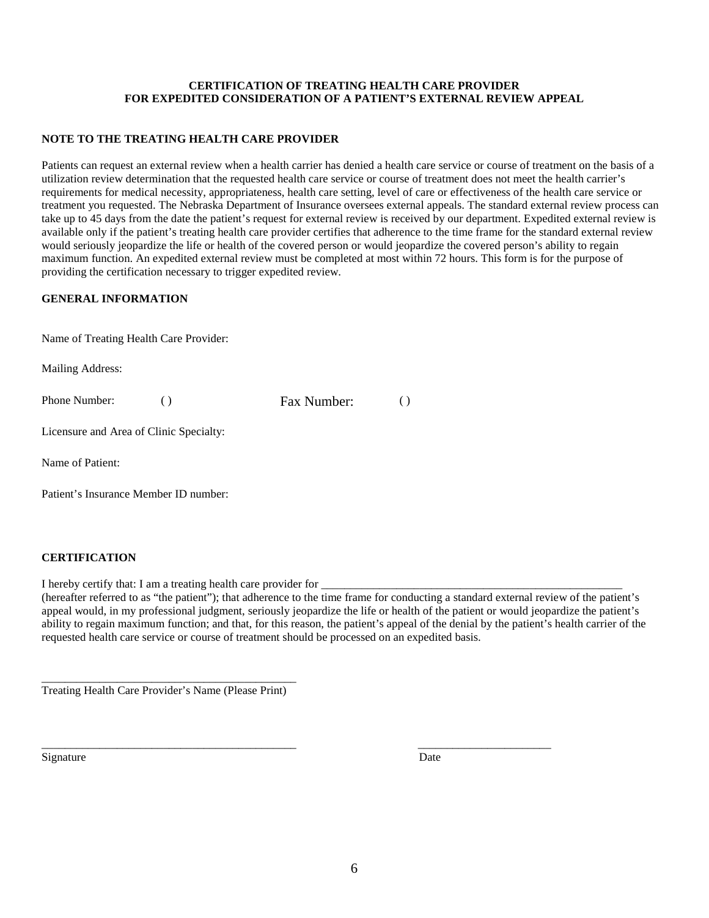**CERTIFICATION OF TREATING HEALTH CARE PROVIDER**
**FOR EXPEDITED CONSIDERATION OF A PATIENT'S EXTERNAL REVIEW APPEAL**

**NOTE TO THE TREATING HEALTH CARE PROVIDER**

Patients can request an external review when a health carrier has denied a health care service or course of treatment on the basis of a utilization review determination that the requested health care service or course of treatment does not meet the health carrier's requirements for medical necessity, appropriateness, health care setting, level of care or effectiveness of the health care service or treatment you requested. The Nebraska Department of Insurance oversees external appeals. The standard external review process can take up to 45 days from the date the patient's request for external review is received by our department. Expedited external review is available only if the patient's treating health care provider certifies that adherence to the time frame for the standard external review would seriously jeopardize the life or health of the covered person or would jeopardize the covered person's ability to regain maximum function. An expedited external review must be completed at most within 72 hours. This form is for the purpose of providing the certification necessary to trigger expedited review.

**GENERAL INFORMATION**

Name of Treating Health Care Provider:

Mailing Address:

Phone Number: ( ) Fax Number: ( )

Licensure and Area of Clinic Specialty:

Name of Patient:

Patient's Insurance Member ID number:

**CERTIFICATION**

I hereby certify that: I am a treating health care provider for ______________________________________________________ (hereafter referred to as "the patient"); that adherence to the time frame for conducting a standard external review of the patient's appeal would, in my professional judgment, seriously jeopardize the life or health of the patient or would jeopardize the patient's ability to regain maximum function; and that, for this reason, the patient's appeal of the denial by the patient's health carrier of the requested health care service or course of treatment should be processed on an expedited basis.

_____________________________________________
Treating Health Care Provider's Name (Please Print)

_____________________________________________ _______________________
Signature Date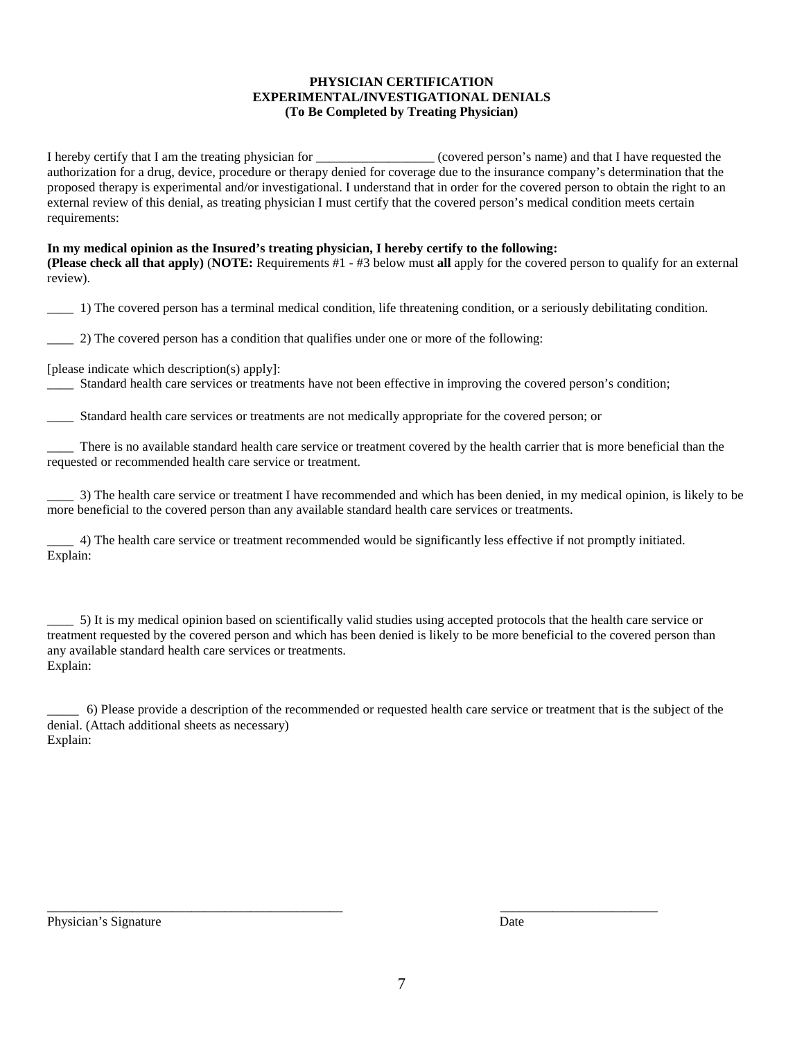**PHYSICIAN CERTIFICATION**
**EXPERIMENTAL/INVESTIGATIONAL DENIALS**
**(To Be Completed by Treating Physician)**

I hereby certify that I am the treating physician for __________________ (covered person's name) and that I have requested the authorization for a drug, device, procedure or therapy denied for coverage due to the insurance company's determination that the proposed therapy is experimental and/or investigational. I understand that in order for the covered person to obtain the right to an external review of this denial, as treating physician I must certify that the covered person's medical condition meets certain requirements:

**In my medical opinion as the Insured's treating physician, I hereby certify to the following:**
**(Please check all that apply)** (**NOTE:** Requirements #1 - #3 below must **all** apply for the covered person to qualify for an external review).

____ 1) The covered person has a terminal medical condition, life threatening condition, or a seriously debilitating condition.

____ 2) The covered person has a condition that qualifies under one or more of the following:

[please indicate which description(s) apply]:
____ Standard health care services or treatments have not been effective in improving the covered person's condition;

____ Standard health care services or treatments are not medically appropriate for the covered person; or

____ There is no available standard health care service or treatment covered by the health carrier that is more beneficial than the requested or recommended health care service or treatment.

____ 3) The health care service or treatment I have recommended and which has been denied, in my medical opinion, is likely to be more beneficial to the covered person than any available standard health care services or treatments.

____ 4) The health care service or treatment recommended would be significantly less effective if not promptly initiated.
Explain:

____ 5) It is my medical opinion based on scientifically valid studies using accepted protocols that the health care service or treatment requested by the covered person and which has been denied is likely to be more beneficial to the covered person than any available standard health care services or treatments.
Explain:

____ 6) Please provide a description of the recommended or requested health care service or treatment that is the subject of the denial. (Attach additional sheets as necessary)
Explain:

_______________________________________________ ________________________
Physician's Signature Date